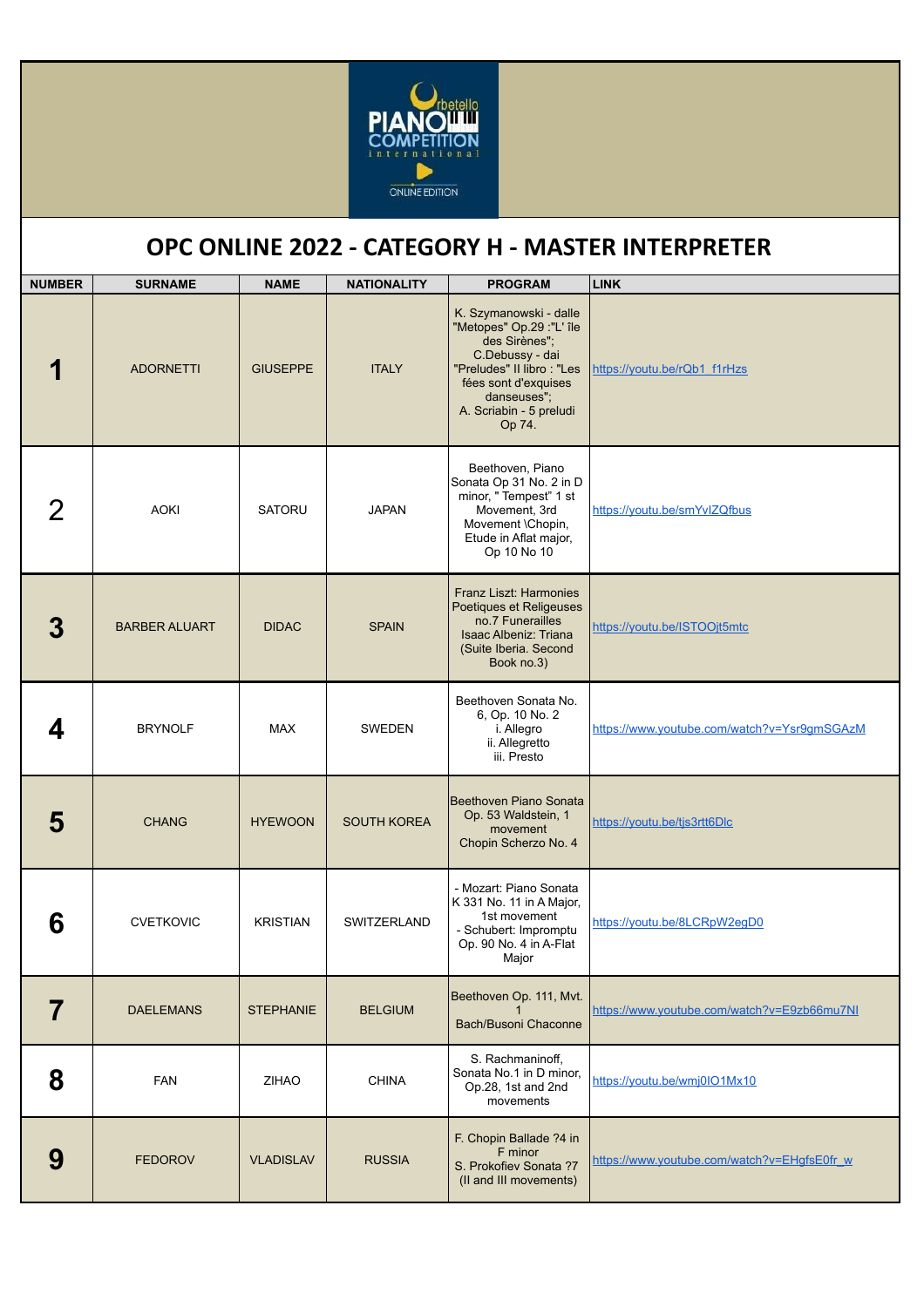# OPC ONLINE 2022 - CATEGORY H - MASTER INTERPRETER

| NUMBER | SURNAME | NAME | NATIONALITY | PROGRAM | LINK |
|---|---|---|---|---|---|
| 1 | ADORNETTI | GIUSEPPE | ITALY | K. Szymanowski - dalle "Metopes" Op.29 :"L' île des Sirènes"; C.Debussy - dai "Preludes" II libro : "Les fées sont d'exquises danseuses"; A. Scriabin - 5 preludi Op 74. | https://youtu.be/rQb1_f1rHzs |
| 2 | AOKI | SATORU | JAPAN | Beethoven, Piano Sonata Op 31 No. 2 in D minor, " Tempest" 1 st Movement, 3rd Movement \Chopin, Etude in Aflat major, Op 10 No 10 | https://youtu.be/smYvlZQfbus |
| 3 | BARBER ALUART | DIDAC | SPAIN | Franz Liszt: Harmonies Poetiques et Religeuses no.7 Funerailles Isaac Albeniz: Triana (Suite Iberia. Second Book no.3) | https://youtu.be/ISTOOjt5mtc |
| 4 | BRYNOLF | MAX | SWEDEN | Beethoven Sonata No. 6, Op. 10 No. 2 i. Allegro ii. Allegretto iii. Presto | https://www.youtube.com/watch?v=Ysr9gmSGAzM |
| 5 | CHANG | HYEWOON | SOUTH KOREA | Beethoven Piano Sonata Op. 53 Waldstein, 1 movement Chopin Scherzo No. 4 | https://youtu.be/tjs3rtt6Dlc |
| 6 | CVETKOVIC | KRISTIAN | SWITZERLAND | - Mozart: Piano Sonata K 331 No. 11 in A Major, 1st movement - Schubert: Impromptu Op. 90 No. 4 in A-Flat Major | https://youtu.be/8LCRpW2egD0 |
| 7 | DAELEMANS | STEPHANIE | BELGIUM | Beethoven Op. 111, Mvt. 1 Bach/Busoni Chaconne | https://www.youtube.com/watch?v=E9zb66mu7NI |
| 8 | FAN | ZIHAO | CHINA | S. Rachmaninoff, Sonata No.1 in D minor, Op.28, 1st and 2nd movements | https://youtu.be/wmj0IO1Mx10 |
| 9 | FEDOROV | VLADISLAV | RUSSIA | F. Chopin Ballade ?4 in F minor S. Prokofiev Sonata ?7 (II and III movements) | https://www.youtube.com/watch?v=EHgfsE0fr_w |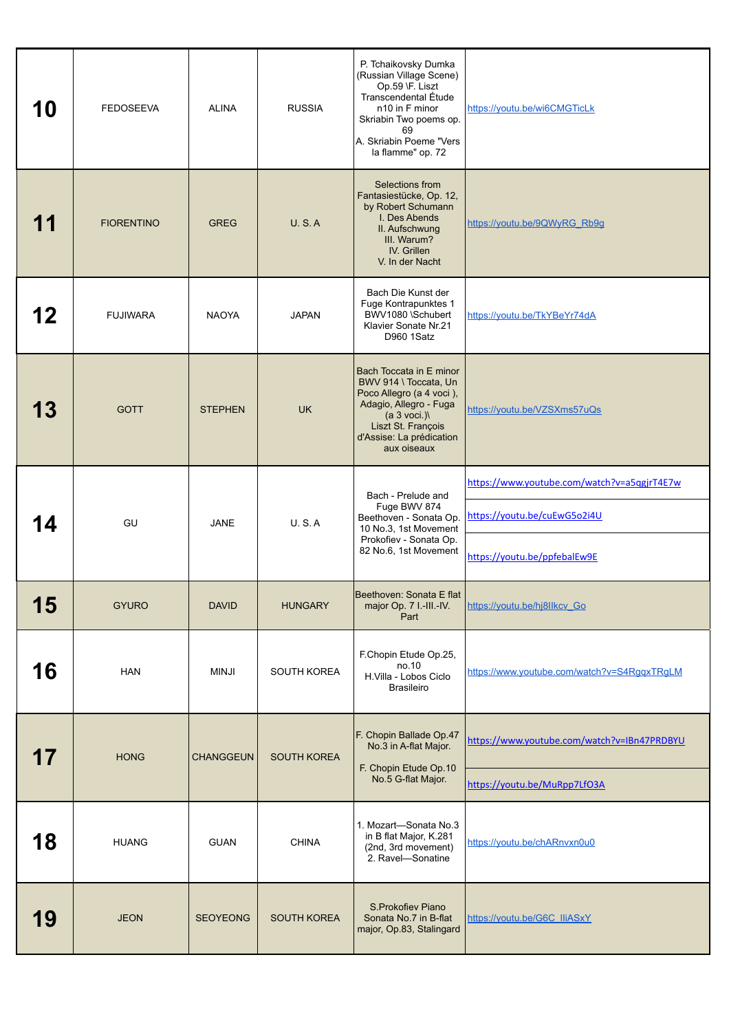| | | | | | |
|---|---|---|---|---|---|
| **10** | FEDOSEEVA | ALINA | RUSSIA | P. Tchaikovsky Dumka (Russian Village Scene) Op.59 \F. Liszt Transcendental Étude n10 in F minor Skriabin Two poems op. 69 A. Skriabin Poeme "Vers la flamme" op. 72 | https://youtu.be/wi6CMGTicLk |
| **11** | FIORENTINO | GREG | U. S. A | Selections from Fantasiestücke, Op. 12, by Robert Schumann I. Des Abends II. Aufschwung III. Warum? IV. Grillen V. In der Nacht | https://youtu.be/9QWyRG_Rb9g |
| **12** | FUJIWARA | NAOYA | JAPAN | Bach Die Kunst der Fuge Kontrapunktes 1 BWV1080 \Schubert Klavier Sonate Nr.21 D960 1Satz | https://youtu.be/TkYBeYr74dA |
| **13** | GOTT | STEPHEN | UK | Bach Toccata in E minor BWV 914 \ Toccata, Un Poco Allegro (a 4 voci ), Adagio, Allegro - Fuga (a 3 voci.)\ Liszt St. François d'Assise: La prédication aux oiseaux | https://youtu.be/VZSXms57uQs |
| **14** | GU | JANE | U. S. A | Bach - Prelude and Fuge BWV 874 Beethoven - Sonata Op. 10 No.3, 1st Movement Prokofiev - Sonata Op. 82 No.6, 1st Movement | https://www.youtube.com/watch?v=a5qgjrT4E7w<br>https://youtu.be/cuEwG5o2i4U<br>https://youtu.be/ppfebalEw9E |
| **15** | GYURO | DAVID | HUNGARY | Beethoven: Sonata E flat major Op. 7 I.-III.-IV. Part | https://youtu.be/hj8llkcv_Go |
| **16** | HAN | MINJI | SOUTH KOREA | F.Chopin Etude Op.25, no.10 H.Villa - Lobos Ciclo Brasileiro | https://www.youtube.com/watch?v=S4RgqxTRgLM |
| **17** | HONG | CHANGGEUN | SOUTH KOREA | F. Chopin Ballade Op.47 No.3 in A-flat Major. F. Chopin Etude Op.10 No.5 G-flat Major. | https://www.youtube.com/watch?v=lBn47PRDBYU<br>https://youtu.be/MuRpp7LfO3A |
| **18** | HUANG | GUAN | CHINA | 1. Mozart—Sonata No.3 in B flat Major, K.281 (2nd, 3rd movement) 2. Ravel—Sonatine | https://youtu.be/chARnvxn0u0 |
| **19** | JEON | SEOYEONG | SOUTH KOREA | S.Prokofiev Piano Sonata No.7 in B-flat major, Op.83, Stalingard | https://youtu.be/G6C_IliASxY |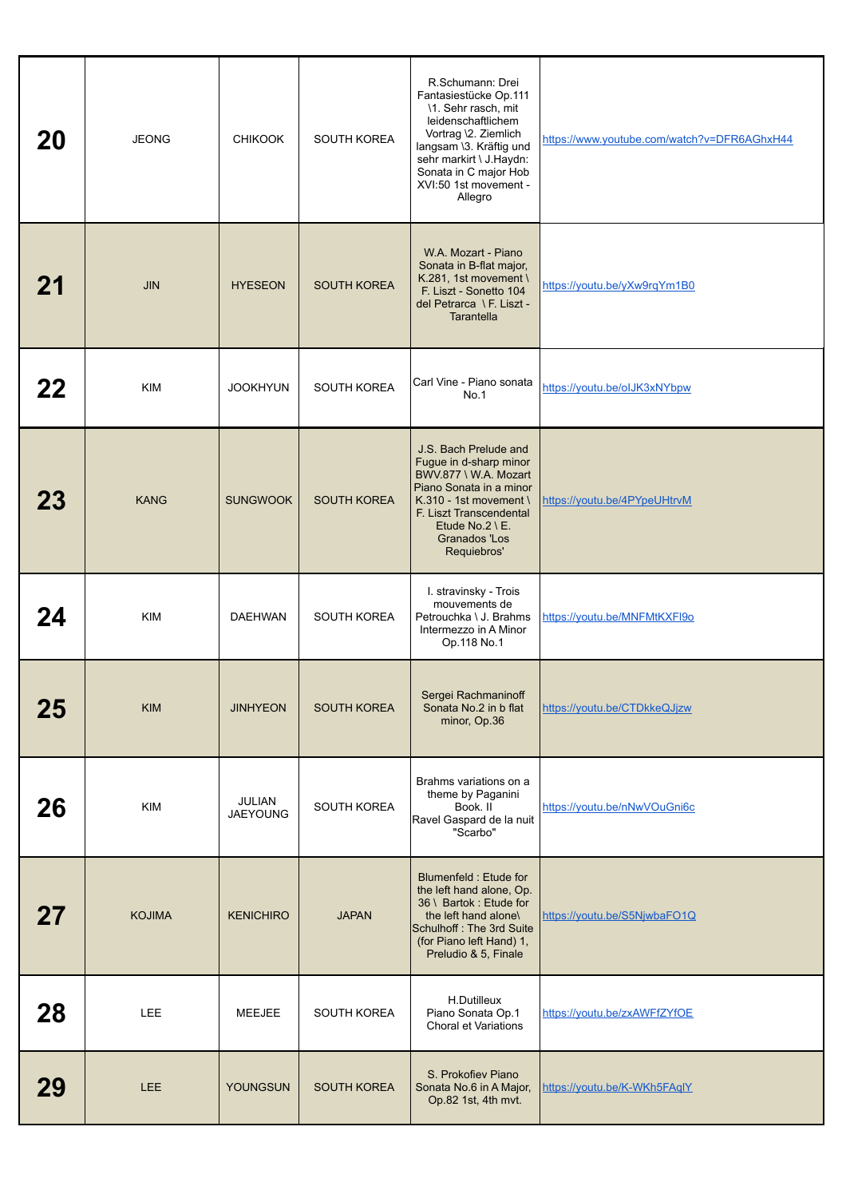| 20 | JEONG | CHIKOOK | SOUTH KOREA | R.Schumann: Drei Fantasiestücke Op.111 \1. Sehr rasch, mit leidenschaftlichem Vortrag \2. Ziemlich langsam \3. Kräftig und sehr markirt \ J.Haydn: Sonata in C major Hob XVI:50 1st movement - Allegro | https://www.youtube.com/watch?v=DFR6AGhxH44 |
|---|---|---|---|---|---|
| 21 | JIN | HYESEON | SOUTH KOREA | W.A. Mozart - Piano Sonata in B-flat major, K.281, 1st movement \ F. Liszt - Sonetto 104 del Petrarca \ F. Liszt - Tarantella | https://youtu.be/yXw9rqYm1B0 |
| 22 | KIM | JOOKHYUN | SOUTH KOREA | Carl Vine - Piano sonata No.1 | https://youtu.be/oIJK3xNYbpw |
| 23 | KANG | SUNGWOOK | SOUTH KOREA | J.S. Bach Prelude and Fugue in d-sharp minor BWV.877 \ W.A. Mozart Piano Sonata in a minor K.310 - 1st movement \ F. Liszt Transcendental Etude No.2 \ E. Granados 'Los Requiebros' | https://youtu.be/4PYpeUHtrvM |
| 24 | KIM | DAEHWAN | SOUTH KOREA | I. stravinsky - Trois mouvements de Petrouchka \ J. Brahms Intermezzo in A Minor Op.118 No.1 | https://youtu.be/MNFMtKXFI9o |
| 25 | KIM | JINHYEON | SOUTH KOREA | Sergei Rachmaninoff Sonata No.2 in b flat minor, Op.36 | https://youtu.be/CTDkkeQJjzw |
| 26 | KIM | JULIAN JAEYOUNG | SOUTH KOREA | Brahms variations on a theme by Paganini Book. II<br>Ravel Gaspard de la nuit "Scarbo" | https://youtu.be/nNwVOuGni6c |
| 27 | KOJIMA | KENICHIRO | JAPAN | Blumenfeld : Etude for the left hand alone, Op. 36 \ Bartok : Etude for the left hand alone\ Schulhoff : The 3rd Suite (for Piano left Hand) 1, Preludio & 5, Finale | https://youtu.be/S5NjwbaFO1Q |
| 28 | LEE | MEEJEE | SOUTH KOREA | H.Dutilleux Piano Sonata Op.1 Choral et Variations | https://youtu.be/zxAWFfZYfOE |
| 29 | LEE | YOUNGSUN | SOUTH KOREA | S. Prokofiev Piano Sonata No.6 in A Major, Op.82 1st, 4th mvt. | https://youtu.be/K-WKh5FAqlY |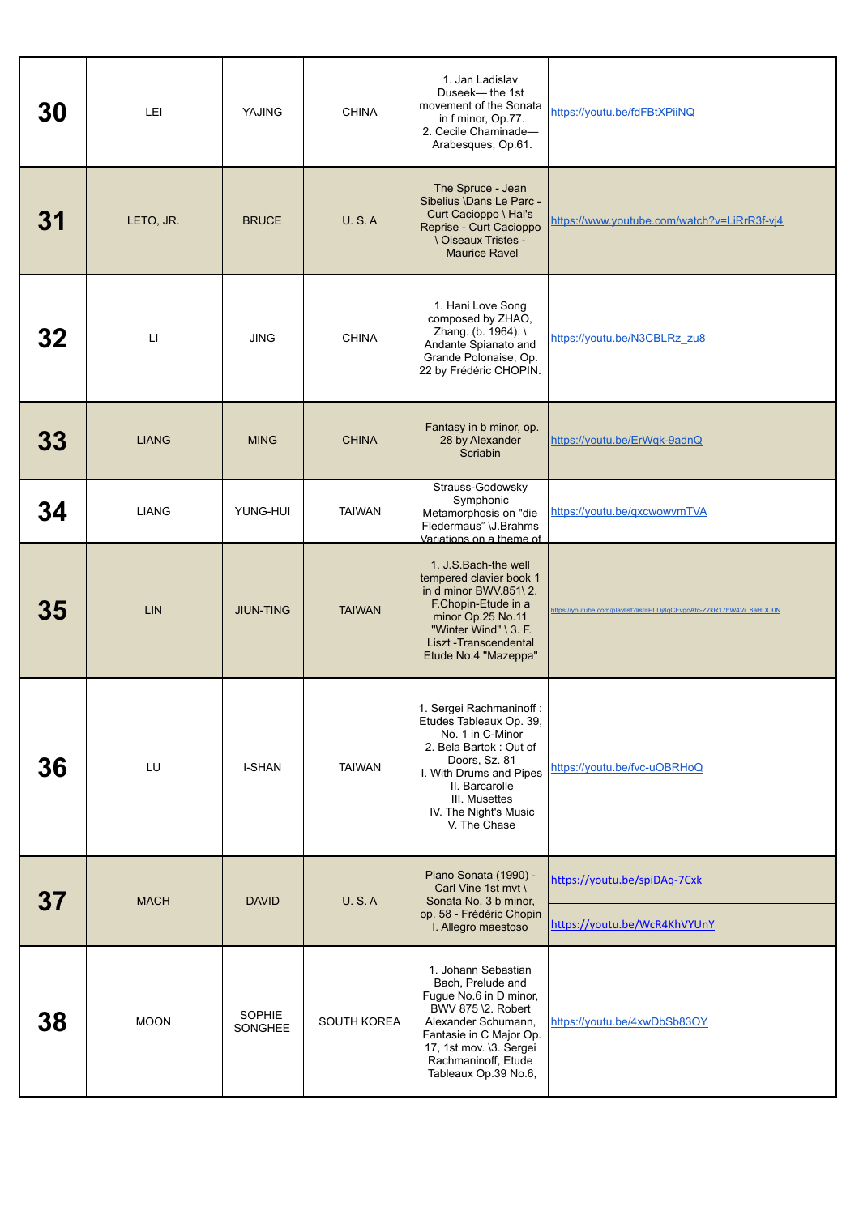| | | | | | |
|---|---|---|---|---|---|
| **30** | LEI | YAJING | CHINA | 1. Jan Ladislav Duseek— the 1st movement of the Sonata in f minor, Op.77. 2. Cecile Chaminade— Arabesques, Op.61. | https://youtu.be/fdFBtXPiiNQ |
| **31** | LETO, JR. | BRUCE | U. S. A | The Spruce - Jean Sibelius \Dans Le Parc - Curt Cacioppo \ Hal's Reprise - Curt Cacioppo \ Oiseaux Tristes - Maurice Ravel | https://www.youtube.com/watch?v=LiRrR3f-vj4 |
| **32** | LI | JING | CHINA | 1. Hani Love Song composed by ZHAO, Zhang. (b. 1964). \ Andante Spianato and Grande Polonaise, Op. 22 by Frédéric CHOPIN. | https://youtu.be/N3CBLRz_zu8 |
| **33** | LIANG | MING | CHINA | Fantasy in b minor, op. 28 by Alexander Scriabin | https://youtu.be/ErWqk-9adnQ |
| **34** | LIANG | YUNG-HUI | TAIWAN | Strauss-Godowsky Symphonic Metamorphosis on "die Fledermaus" \J.Brahms Variations on a theme of | https://youtu.be/qxcwowvmTVA |
| **35** | LIN | JIUN-TING | TAIWAN | 1. J.S.Bach-the well tempered clavier book 1 in d minor BWV.851\ 2. F.Chopin-Etude in a minor Op.25 No.11 "Winter Wind" \ 3. F. Liszt -Transcendental Etude No.4 "Mazeppa" | https://youtube.com/playlist?list=PLDj8qCFvgoAfc-Z7kR17hW4Vi_8aHDO0N |
| **36** | LU | I-SHAN | TAIWAN | 1. Sergei Rachmaninoff : Etudes Tableaux Op. 39, No. 1 in C-Minor 2. Bela Bartok : Out of Doors, Sz. 81 I. With Drums and Pipes II. Barcarolle III. Musettes IV. The Night's Music V. The Chase | https://youtu.be/fvc-uOBRHoQ |
| **37** | MACH | DAVID | U. S. A | Piano Sonata (1990) - Carl Vine 1st mvt \ Sonata No. 3 b minor, op. 58 - Frédéric Chopin I. Allegro maestoso | https://youtu.be/spiDAq-7Cxk<br>https://youtu.be/WcR4KhVYUnY |
| **38** | MOON | SOPHIE SONGHEE | SOUTH KOREA | 1. Johann Sebastian Bach, Prelude and Fugue No.6 in D minor, BWV 875 \2. Robert Alexander Schumann, Fantasie in C Major Op. 17, 1st mov. \3. Sergei Rachmaninoff, Etude Tableaux Op.39 No.6, | https://youtu.be/4xwDbSb83OY |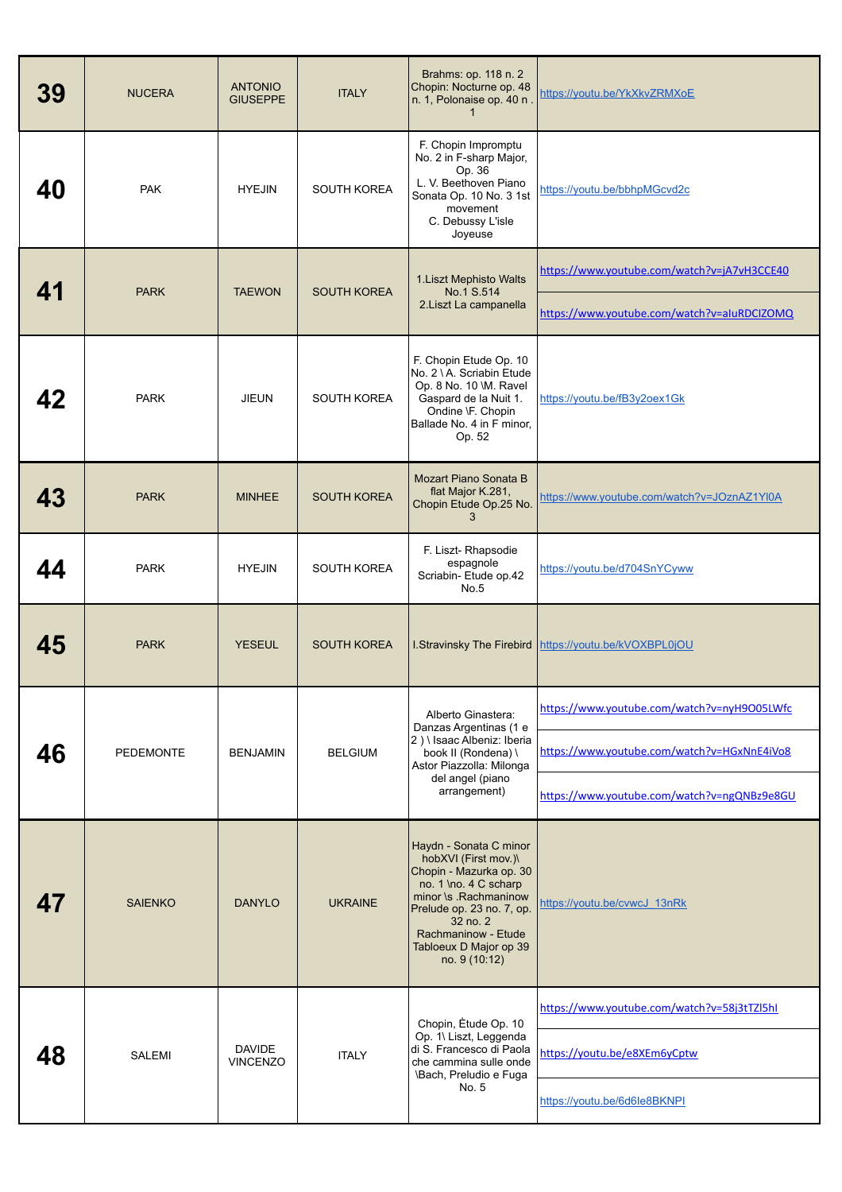| 39 | NUCERA | ANTONIO GIUSEPPE | ITALY | Brahms: op. 118 n. 2 Chopin: Nocturne op. 48 n. 1, Polonaise op. 40 n . 1 | https://youtu.be/YkXkvZRMXoE |
|---|---|---|---|---|---|
| 40 | PAK | HYEJIN | SOUTH KOREA | F. Chopin Impromptu No. 2 in F-sharp Major, Op. 36 L. V. Beethoven Piano Sonata Op. 10 No. 3 1st movement C. Debussy L'isle Joyeuse | https://youtu.be/bbhpMGcvd2c |
| 41 | PARK | TAEWON | SOUTH KOREA | 1.Liszt Mephisto Walts No.1 S.514 2.Liszt La campanella | https://www.youtube.com/watch?v=jA7vH3CCE40 https://www.youtube.com/watch?v=aIuRDCIZOMQ |
| 42 | PARK | JIEUN | SOUTH KOREA | F. Chopin Etude Op. 10 No. 2 \ A. Scriabin Etude Op. 8 No. 10 \M. Ravel Gaspard de la Nuit 1. Ondine \F. Chopin Ballade No. 4 in F minor, Op. 52 | https://youtu.be/fB3y2oex1Gk |
| 43 | PARK | MINHEE | SOUTH KOREA | Mozart Piano Sonata B flat Major K.281, Chopin Etude Op.25 No. 3 | https://www.youtube.com/watch?v=JOznAZ1YI0A |
| 44 | PARK | HYEJIN | SOUTH KOREA | F. Liszt- Rhapsodie espagnole Scriabin- Etude op.42 No.5 | https://youtu.be/d704SnYCyww |
| 45 | PARK | YESEUL | SOUTH KOREA | I.Stravinsky The Firebird | https://youtu.be/kVOXBPL0jOU |
| 46 | PEDEMONTE | BENJAMIN | BELGIUM | Alberto Ginastera: Danzas Argentinas (1 e 2 ) \ Isaac Albeniz: Iberia book II (Rondena) \ Astor Piazzolla: Milonga del angel (piano arrangement) | https://www.youtube.com/watch?v=nyH9O05LWfc https://www.youtube.com/watch?v=HGxNnE4iVo8 https://www.youtube.com/watch?v=ngQNBz9e8GU |
| 47 | SAIENKO | DANYLO | UKRAINE | Haydn - Sonata C minor hobXVI (First mov.)\ Chopin - Mazurka op. 30 no. 1 \no. 4 C scharp minor \s .Rachmaninow Prelude op. 23 no. 7, op. 32 no. 2 Rachmaninow - Etude Tabloeux D Major op 39 no. 9 (10:12) | https://youtu.be/cvwcJ_13nRk |
| 48 | SALEMI | DAVIDE VINCENZO | ITALY | Chopin, Ètude Op. 10 Op. 1\ Liszt, Leggenda di S. Francesco di Paola che cammina sulle onde \Bach, Preludio e Fuga No. 5 | https://www.youtube.com/watch?v=58j3tTZl5hI https://youtu.be/e8XEm6yCptw https://youtu.be/6d6le8BKNPI |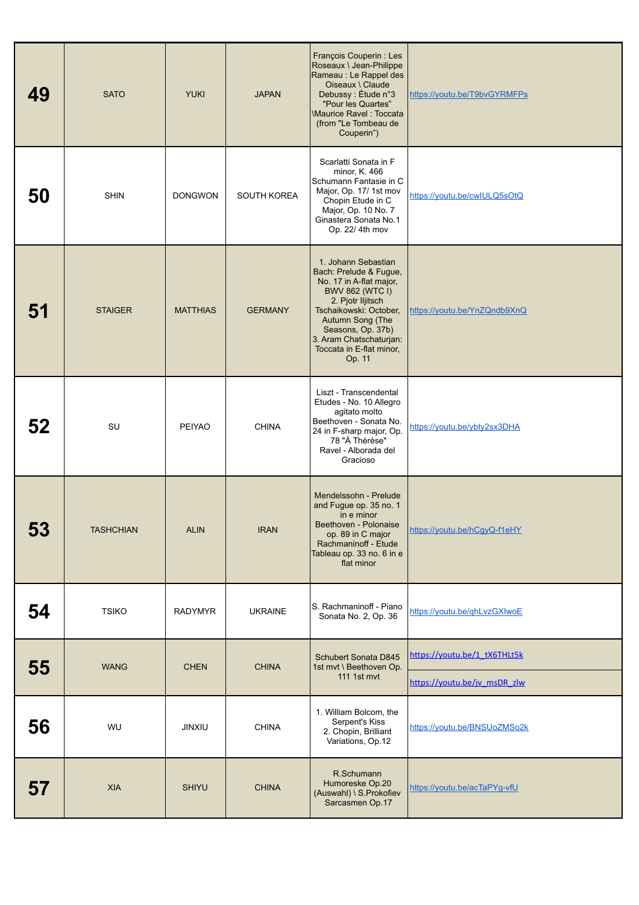| 49 | SATO | YUKI | JAPAN | François Couperin : Les Roseaux \ Jean-Philippe Rameau : Le Rappel des Oiseaux \ Claude Debussy : Étude n°3 "Pour les Quartes" \Maurice Ravel : Toccata (from "Le Tombeau de Couperin") | https://youtu.be/T9bvGYRMFPs |
|---|---|---|---|---|---|
| 50 | SHIN | DONGWON | SOUTH KOREA | Scarlatti Sonata in F minor, K. 466 Schumann Fantasie in C Major, Op. 17/ 1st mov Chopin Etude in C Major, Op. 10 No. 7 Ginastera Sonata No.1 Op. 22/ 4th mov | https://youtu.be/cwIULQ5sOtQ |
| 51 | STAIGER | MATTHIAS | GERMANY | 1. Johann Sebastian Bach: Prelude & Fugue, No. 17 in A-flat major, BWV 862 (WTC I) 2. Pjotr Iljitsch Tschaikowski: October, Autumn Song (The Seasons, Op. 37b) 3. Aram Chatschaturjan: Toccata in E-flat minor, Op. 11 | https://youtu.be/YnZQndb9XnQ |
| 52 | SU | PEIYAO | CHINA | Liszt - Transcendental Etudes - No. 10 Allegro agitato molto Beethoven - Sonata No. 24 in F-sharp major, Op. 78 "À Thérèse" Ravel - Alborada del Gracioso | https://youtu.be/ybty2sx3DHA |
| 53 | TASHCHIAN | ALIN | IRAN | Mendelssohn - Prelude and Fugue op. 35 no. 1 in e minor Beethoven - Polonaise op. 89 in C major Rachmaninoff - Etude Tableau op. 33 no. 6 in e flat minor | https://youtu.be/hCgyQ-f1eHY |
| 54 | TSIKO | RADYMYR | UKRAINE | S. Rachmaninoff - Piano Sonata No. 2, Op. 36 | https://youtu.be/qhLvzGXlwoE |
| 55 | WANG | CHEN | CHINA | Schubert Sonata D845 1st mvt \ Beethoven Op. 111 1st mvt | https://youtu.be/1_tX6THLt5k<br>https://youtu.be/jv_msDR_zlw |
| 56 | WU | JINXIU | CHINA | 1. William Bolcom, the Serpent's Kiss 2. Chopin, Brilliant Variations, Op.12 | https://youtu.be/BNSUoZMSo2k |
| 57 | XIA | SHIYU | CHINA | R.Schumann Humoreske Op.20 (Auswahl) \ S.Prokofiev Sarcasmen Op.17 | https://youtu.be/acTaPYg-vfU |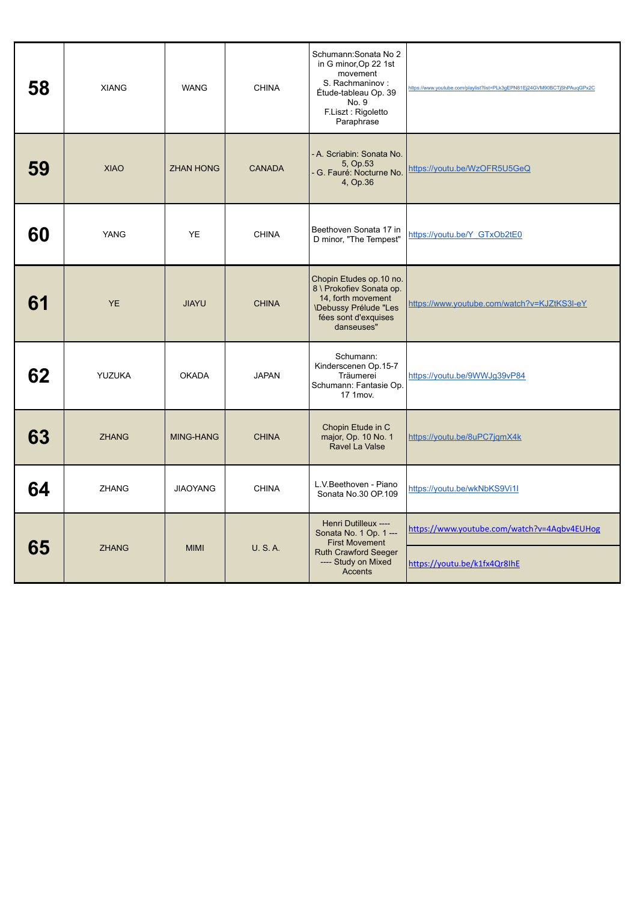| | | | | | |
|---|---|---|---|---|---|
| **58** | XIANG | WANG | CHINA | Schumann:Sonata No 2 in G minor,Op 22 1st movement S. Rachmaninov : Étude-tableau Op. 39 No. 9 F.Liszt : Rigoletto Paraphrase | https://www.youtube.com/playlist?list=PLk3gEPN81Ej24GVM90BCTjShPAuqGPx2C |
| **59** | XIAO | ZHAN HONG | CANADA | - A. Scriabin: Sonata No. 5, Op.53 - G. Fauré: Nocturne No. 4, Op.36 | https://youtu.be/WzOFR5U5GeQ |
| **60** | YANG | YE | CHINA | Beethoven Sonata 17 in D minor, "The Tempest" | https://youtu.be/Y_GTxOb2tE0 |
| **61** | YE | JIAYU | CHINA | Chopin Etudes op.10 no. 8 \ Prokofiev Sonata op. 14, forth movement \Debussy Prélude "Les fées sont d'exquises danseuses" | https://www.youtube.com/watch?v=KJZtKS3l-eY |
| **62** | YUZUKA | OKADA | JAPAN | Schumann: Kinderscenen Op.15-7 Träumerei Schumann: Fantasie Op. 17 1mov. | https://youtu.be/9WWJg39vP84 |
| **63** | ZHANG | MING-HANG | CHINA | Chopin Etude in C major, Op. 10 No. 1 Ravel La Valse | https://youtu.be/8uPC7jqmX4k |
| **64** | ZHANG | JIAOYANG | CHINA | L.V.Beethoven - Piano Sonata No.30 OP.109 | https://youtu.be/wkNbKS9Vi1I |
| **65** | ZHANG | MIMI | U. S. A. | Henri Dutilleux ---- Sonata No. 1 Op. 1 --- First Movement Ruth Crawford Seeger ---- Study on Mixed Accents | https://www.youtube.com/watch?v=4Aqbv4EUHog https://youtu.be/k1fx4Qr8IhE |